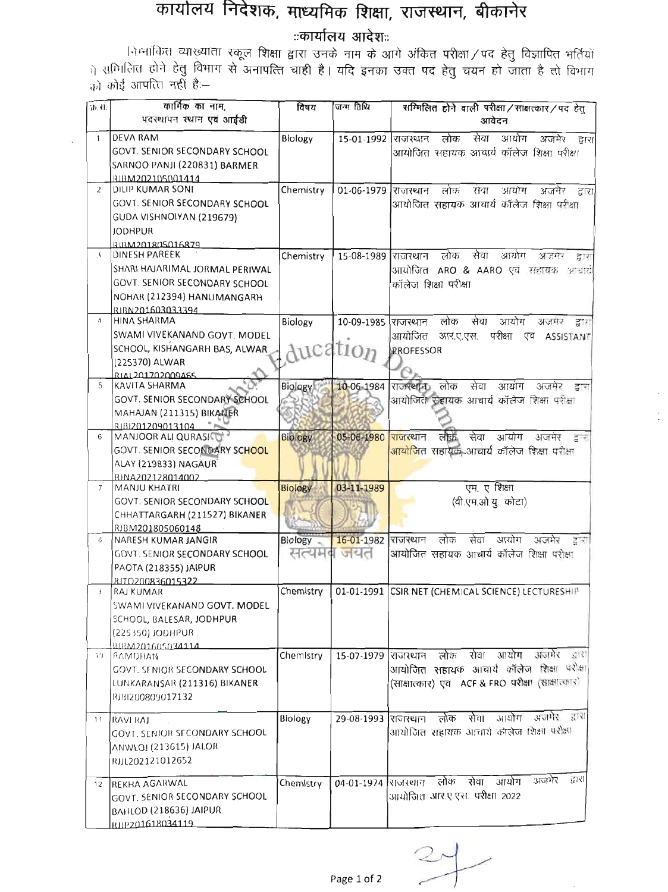# कार्यालय निदेशक, माध्यमिक शिक्षा, राजस्थान, बीकानेर

## ::कार्यालय आदेश::

निम्नांकित व्याख्याता स्कूल शिक्षा द्वारा उनके नाम के आगे अंकित परीक्षा/पद हेतु विज्ञापित भर्तियों में सम्मिलित होने हेतु विभाग से अनापत्ति चाही है। यदि इनका उक्त पद हेतु चयन हो जाता है तो विभाग को कोई आपत्ति नहीं है:—

| क्र.सं. | कार्मिक का नाम, पदस्थापन स्थान एवं आईडी | विषय | जन्म तिथि | सम्मिलित होने वाली परीक्षा/साक्षात्कार/पद हेतु आवेदन |
|---|---|---|---|---|
| 1 | DEVA RAM GOVT. SENIOR SECONDARY SCHOOL SARNOO PANJI (220831) BARMER RJBM202105001414 | Biology | 15-01-1992 | राजस्थान लोक सेवा आयोग अजमेर द्वारा आयोजित सहायक आचार्य कॉलेज शिक्षा परीक्षा |
| 2 | DILIP KUMAR SONI GOVT. SENIOR SECONDARY SCHOOL GUDA VISHNOIYAN (219679) JODHPUR RJBM201805016879 | Chemistry | 01-06-1979 | राजस्थान लोक सेवा आयोग अजमेर द्वारा आयोजित सहायक आचार्य कॉलेज शिक्षा परीक्षा |
| 3 | DINESH PAREEK SHARI HAJARIMAL JORMAL PERIWAL GOVT. SENIOR SECONDARY SCHOOL NOHAR (212394) HANUMANGARH RJBN201603033394 | Chemistry | 15-08-1989 | राजस्थान लोक सेवा आयोग अजमेर द्वारा आयोजित ARO & AARO एवं सहायक आचार्य कॉलेज शिक्षा परीक्षा |
| 4 | HINA SHARMA SWAMI VIVEKANAND GOVT. MODEL SCHOOL, KISHANGARH BAS, ALWAR (225370) ALWAR RJAL201702009465 | Biology | 10-09-1985 | राजस्थान लोक सेवा आयोग अजमेर द्वारा आयोजित आर.ए.एस. परीक्षा एवं ASSISTANT PROFESSOR |
| 5 | KAVITA SHARMA GOVT. SENIOR SECONDARY SCHOOL MAHAJAN (211315) BIKANER RJBI201209013104 | Biology | 10-06-1984 | राजस्थान लोक सेवा आयोग अजमेर द्वारा आयोजित सहायक आचार्य कॉलेज शिक्षा परीक्षा |
| 6 | MANJOOR ALI QURASI GOVT. SENIOR SECONDARY SCHOOL ALAY (219833) NAGAUR RJNA202128014002 | Biology | 05-06-1980 | राजस्थान लोक सेवा आयोग अजमेर द्वारा आयोजित सहायक आचार्य कॉलेज शिक्षा परीक्षा |
| 7 | MANJU KHATRI GOVT. SENIOR SECONDARY SCHOOL CHHATTARGARH (211527) BIKANER RJBM201805060148 | Biology | 03-11-1989 | एम. ए शिक्षा (वी.एम.ओ.यु. कोटा) |
| 8 | NARESH KUMAR JANGIR GOVT. SENIOR SECONDARY SCHOOL PAOTA (218355) JAIPUR RJTO200836015322 | Biology | 16-01-1982 | राजस्थान लोक सेवा आयोग अजमेर द्वारा आयोजित सहायक आचार्य कॉलेज शिक्षा परीक्षा |
| 9 | RAJ KUMAR SWAMI VIVEKANAND GOVT. MODEL SCHOOL, BALESAR, JODHPUR (225350) JODHPUR RJBM201605034114 | Chemistry | 01-01-1991 | CSIR NET (CHEMICAL SCIENCE) LECTURESHIP |
| 10 | RAMDHAN GOVT. SENIOR SECONDARY SCHOOL LUNKARANSAR (211316) BIKANER RJBI200809017132 | Chemistry | 15-07-1979 | राजस्थान लोक सेवा आयोग अजमेर द्वारा आयोजित सहायक आचार्य कॉलेज शिक्षा परीक्षा (साक्षात्कार) एवं ACF & FRO परीक्षा (साक्षात्कार) |
| 11 | RAVI RAJ GOVT. SENIOR SECONDARY SCHOOL ANWLOJ (213615) JALOR RJJL202121012652 | Biology | 29-08-1993 | राजस्थान लोक सेवा आयोग अजमेर द्वारा आयोजित सहायक आचार्य कॉलेज शिक्षा परीक्षा |
| 12 | REKHA AGARWAL GOVT. SENIOR SECONDARY SCHOOL BAHLOD (218636) JAIPUR RJJP201618034119 | Chemistry | 04-01-1974 | राजस्थान लोक सेवा आयोग अजमेर द्वारा आयोजित आर ए एस. परीक्षा 2022 |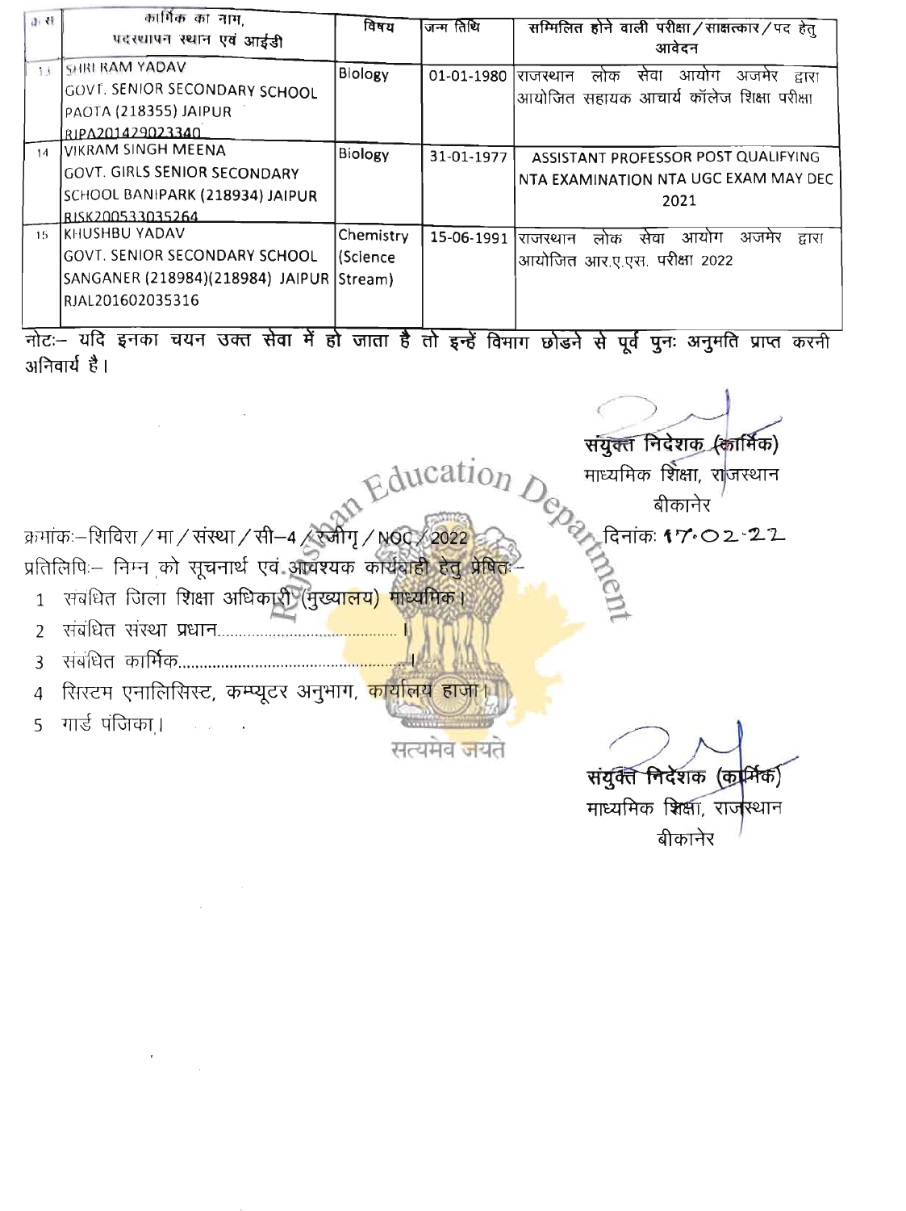| क्र.सं. | कार्मिक का नाम, पदस्थापन स्थान एवं आईडी | विषय | जन्म तिथि | सम्मिलित होने वाली परीक्षा/साक्षात्कार/पद हेतु आवेदन |
|---|---|---|---|---|
| 13 | SHRI RAM YADAV GOVT. SENIOR SECONDARY SCHOOL PAOTA (218355) JAIPUR RIPA201429023340 | Biology | 01-01-1980 | राजस्थान लोक सेवा आयोग अजमेर द्वारा आयोजित सहायक आचार्य कॉलेज शिक्षा परीक्षा |
| 14 | VIKRAM SINGH MEENA GOVT. GIRLS SENIOR SECONDARY SCHOOL BANIPARK (218934) JAIPUR RISK200533035264 | Biology | 31-01-1977 | ASSISTANT PROFESSOR POST QUALIFYING NTA EXAMINATION NTA UGC EXAM MAY DEC 2021 |
| 15 | KHUSHBU YADAV GOVT. SENIOR SECONDARY SCHOOL SANGANER (218984)(218984) JAIPUR RJAL201602035316 | Chemistry (Science Stream) | 15-06-1991 | राजस्थान लोक सेवा आयोग अजमेर द्वारा आयोजित आर.ए.एस. परीक्षा 2022 |

नोटः– यदि इनका चयन उक्त सेवा में हो जाता है तो इन्हें विभाग छोड़ने से पूर्व पुनः अनुमति प्राप्त करनी अनिवार्य है।

संयुक्त निदेशक (कार्मिक)
माध्यमिक शिक्षा, राजस्थान
बीकानेर

क्रमांकः–शिविरा/मा/संस्था/सी–4/रजीगृ/NOC/2022 दिनांकः 17.02.22

प्रतिलिपिः– निम्न को सूचनार्थ एवं आवश्यक कार्यवाही हेतु प्रेषितः–

1. संबंधित जिला शिक्षा अधिकारी (मुख्यालय) माध्यमिक।
2. संबंधित संस्था प्रधान..........................................।
3. संबंधित कार्मिक..................................................।
4. सिस्टम एनालिसिस्ट, कम्प्यूटर अनुभाग, कार्यालय हाजा।
5. गार्ड पंजिका।

संयुक्त निदेशक (कार्मिक)
माध्यमिक शिक्षा, राजस्थान
बीकानेर